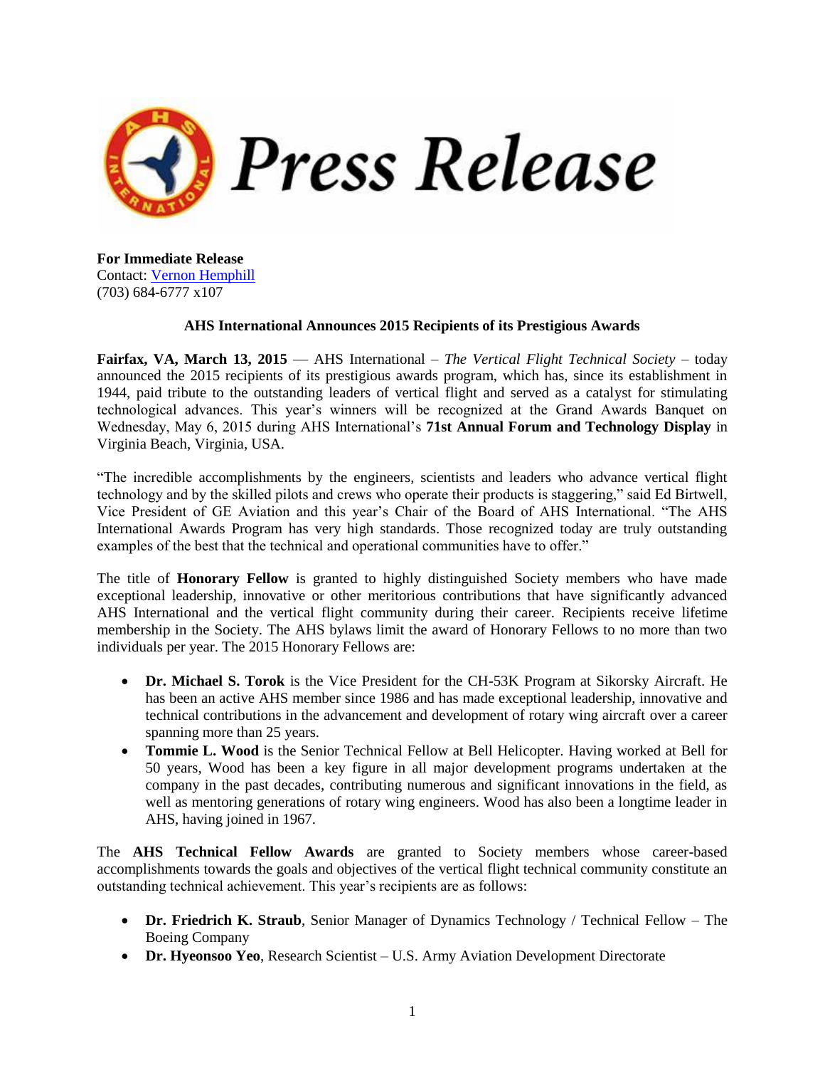# Press Release

**For Immediate Release**
Contact: Vernon Hemphill
(703) 684-6777 x107

**AHS International Announces 2015 Recipients of its Prestigious Awards**

**Fairfax, VA, March 13, 2015** — AHS International – *The Vertical Flight Technical Society* – today announced the 2015 recipients of its prestigious awards program, which has, since its establishment in 1944, paid tribute to the outstanding leaders of vertical flight and served as a catalyst for stimulating technological advances. This year's winners will be recognized at the Grand Awards Banquet on Wednesday, May 6, 2015 during AHS International's **71st Annual Forum and Technology Display** in Virginia Beach, Virginia, USA.

"The incredible accomplishments by the engineers, scientists and leaders who advance vertical flight technology and by the skilled pilots and crews who operate their products is staggering," said Ed Birtwell, Vice President of GE Aviation and this year's Chair of the Board of AHS International. "The AHS International Awards Program has very high standards. Those recognized today are truly outstanding examples of the best that the technical and operational communities have to offer."

The title of **Honorary Fellow** is granted to highly distinguished Society members who have made exceptional leadership, innovative or other meritorious contributions that have significantly advanced AHS International and the vertical flight community during their career. Recipients receive lifetime membership in the Society. The AHS bylaws limit the award of Honorary Fellows to no more than two individuals per year. The 2015 Honorary Fellows are:

- **Dr. Michael S. Torok** is the Vice President for the CH-53K Program at Sikorsky Aircraft. He has been an active AHS member since 1986 and has made exceptional leadership, innovative and technical contributions in the advancement and development of rotary wing aircraft over a career spanning more than 25 years.
- **Tommie L. Wood** is the Senior Technical Fellow at Bell Helicopter. Having worked at Bell for 50 years, Wood has been a key figure in all major development programs undertaken at the company in the past decades, contributing numerous and significant innovations in the field, as well as mentoring generations of rotary wing engineers. Wood has also been a longtime leader in AHS, having joined in 1967.

The **AHS Technical Fellow Awards** are granted to Society members whose career-based accomplishments towards the goals and objectives of the vertical flight technical community constitute an outstanding technical achievement. This year's recipients are as follows:

- **Dr. Friedrich K. Straub**, Senior Manager of Dynamics Technology / Technical Fellow – The Boeing Company
- **Dr. Hyeonsoo Yeo**, Research Scientist – U.S. Army Aviation Development Directorate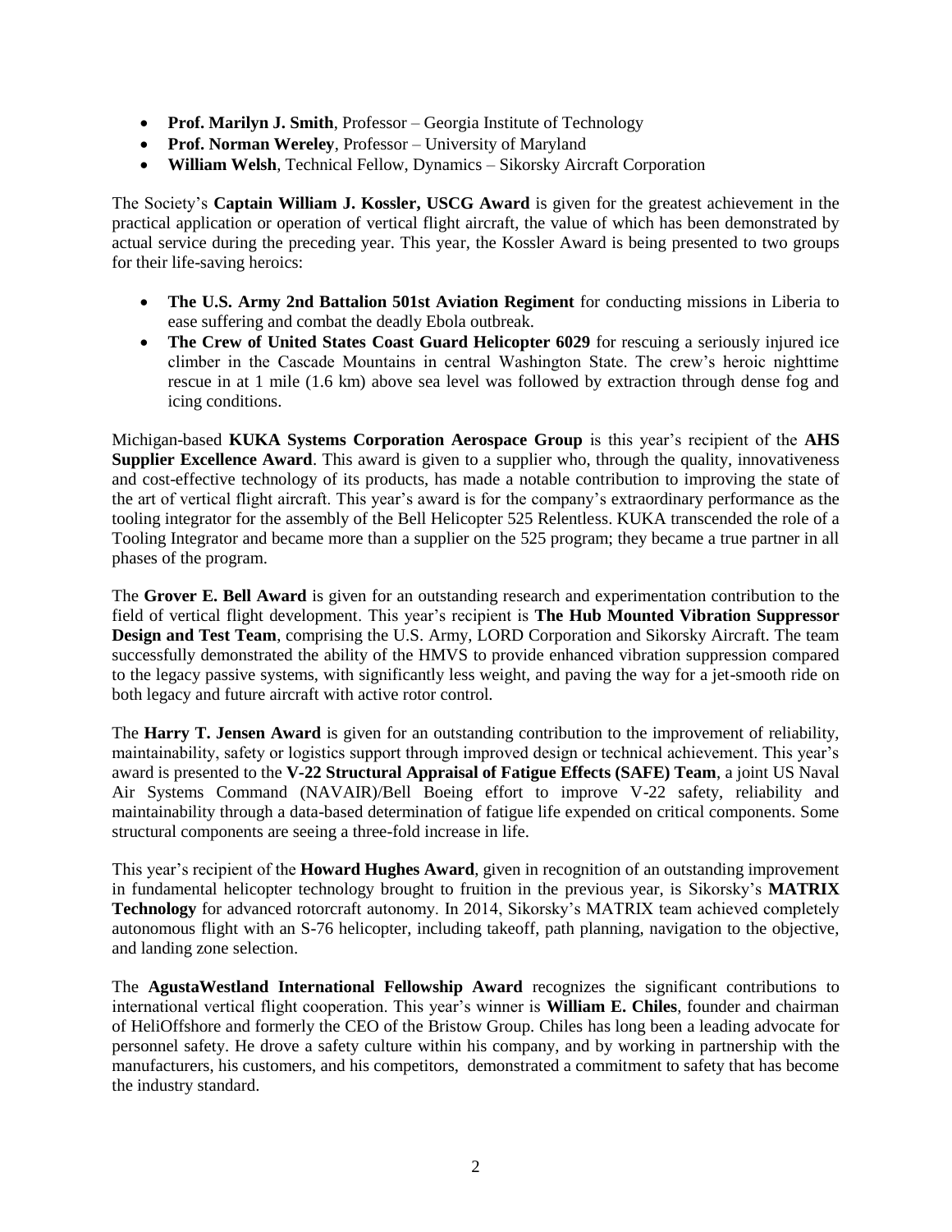- **Prof. Marilyn J. Smith**, Professor – Georgia Institute of Technology
- **Prof. Norman Wereley**, Professor – University of Maryland
- **William Welsh**, Technical Fellow, Dynamics – Sikorsky Aircraft Corporation

The Society's **Captain William J. Kossler, USCG Award** is given for the greatest achievement in the practical application or operation of vertical flight aircraft, the value of which has been demonstrated by actual service during the preceding year. This year, the Kossler Award is being presented to two groups for their life-saving heroics:

- **The U.S. Army 2nd Battalion 501st Aviation Regiment** for conducting missions in Liberia to ease suffering and combat the deadly Ebola outbreak.
- **The Crew of United States Coast Guard Helicopter 6029** for rescuing a seriously injured ice climber in the Cascade Mountains in central Washington State. The crew's heroic nighttime rescue in at 1 mile (1.6 km) above sea level was followed by extraction through dense fog and icing conditions.

Michigan-based **KUKA Systems Corporation Aerospace Group** is this year's recipient of the **AHS Supplier Excellence Award**. This award is given to a supplier who, through the quality, innovativeness and cost-effective technology of its products, has made a notable contribution to improving the state of the art of vertical flight aircraft. This year's award is for the company's extraordinary performance as the tooling integrator for the assembly of the Bell Helicopter 525 Relentless. KUKA transcended the role of a Tooling Integrator and became more than a supplier on the 525 program; they became a true partner in all phases of the program.

The **Grover E. Bell Award** is given for an outstanding research and experimentation contribution to the field of vertical flight development. This year's recipient is **The Hub Mounted Vibration Suppressor Design and Test Team**, comprising the U.S. Army, LORD Corporation and Sikorsky Aircraft. The team successfully demonstrated the ability of the HMVS to provide enhanced vibration suppression compared to the legacy passive systems, with significantly less weight, and paving the way for a jet-smooth ride on both legacy and future aircraft with active rotor control.

The **Harry T. Jensen Award** is given for an outstanding contribution to the improvement of reliability, maintainability, safety or logistics support through improved design or technical achievement. This year's award is presented to the **V-22 Structural Appraisal of Fatigue Effects (SAFE) Team**, a joint US Naval Air Systems Command (NAVAIR)/Bell Boeing effort to improve V-22 safety, reliability and maintainability through a data-based determination of fatigue life expended on critical components. Some structural components are seeing a three-fold increase in life.

This year's recipient of the **Howard Hughes Award**, given in recognition of an outstanding improvement in fundamental helicopter technology brought to fruition in the previous year, is Sikorsky's **MATRIX Technology** for advanced rotorcraft autonomy. In 2014, Sikorsky's MATRIX team achieved completely autonomous flight with an S-76 helicopter, including takeoff, path planning, navigation to the objective, and landing zone selection.

The **AgustaWestland International Fellowship Award** recognizes the significant contributions to international vertical flight cooperation. This year's winner is **William E. Chiles**, founder and chairman of HeliOffshore and formerly the CEO of the Bristow Group. Chiles has long been a leading advocate for personnel safety. He drove a safety culture within his company, and by working in partnership with the manufacturers, his customers, and his competitors, demonstrated a commitment to safety that has become the industry standard.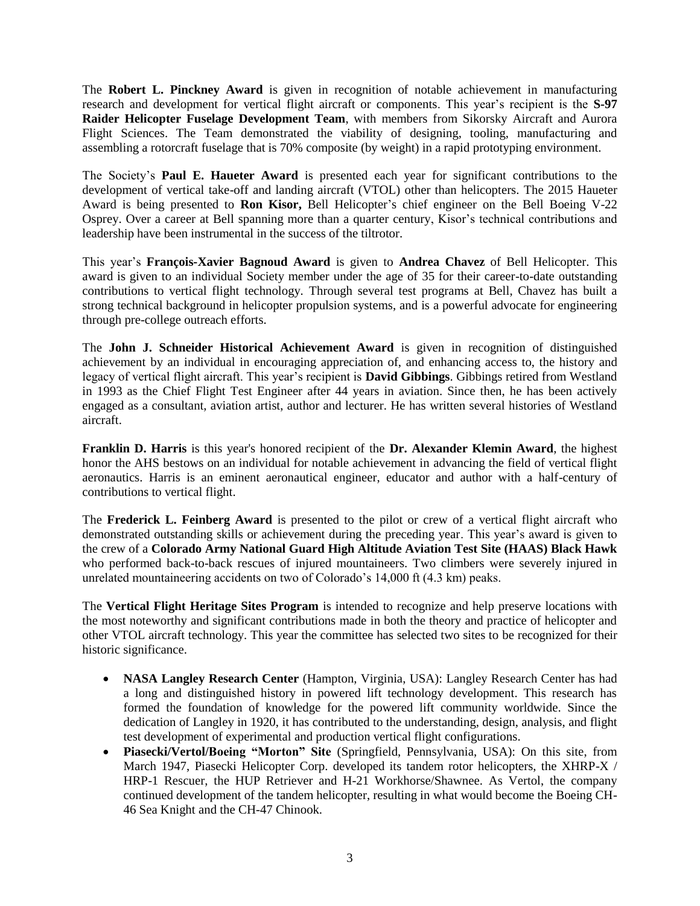The **Robert L. Pinckney Award** is given in recognition of notable achievement in manufacturing research and development for vertical flight aircraft or components. This year's recipient is the **S-97 Raider Helicopter Fuselage Development Team**, with members from Sikorsky Aircraft and Aurora Flight Sciences. The Team demonstrated the viability of designing, tooling, manufacturing and assembling a rotorcraft fuselage that is 70% composite (by weight) in a rapid prototyping environment.

The Society's **Paul E. Haueter Award** is presented each year for significant contributions to the development of vertical take-off and landing aircraft (VTOL) other than helicopters. The 2015 Haueter Award is being presented to **Ron Kisor,** Bell Helicopter's chief engineer on the Bell Boeing V-22 Osprey. Over a career at Bell spanning more than a quarter century, Kisor's technical contributions and leadership have been instrumental in the success of the tiltrotor.

This year's **François-Xavier Bagnoud Award** is given to **Andrea Chavez** of Bell Helicopter. This award is given to an individual Society member under the age of 35 for their career-to-date outstanding contributions to vertical flight technology. Through several test programs at Bell, Chavez has built a strong technical background in helicopter propulsion systems, and is a powerful advocate for engineering through pre-college outreach efforts.

The **John J. Schneider Historical Achievement Award** is given in recognition of distinguished achievement by an individual in encouraging appreciation of, and enhancing access to, the history and legacy of vertical flight aircraft. This year's recipient is **David Gibbings**. Gibbings retired from Westland in 1993 as the Chief Flight Test Engineer after 44 years in aviation. Since then, he has been actively engaged as a consultant, aviation artist, author and lecturer. He has written several histories of Westland aircraft.

**Franklin D. Harris** is this year's honored recipient of the **Dr. Alexander Klemin Award**, the highest honor the AHS bestows on an individual for notable achievement in advancing the field of vertical flight aeronautics. Harris is an eminent aeronautical engineer, educator and author with a half-century of contributions to vertical flight.

The **Frederick L. Feinberg Award** is presented to the pilot or crew of a vertical flight aircraft who demonstrated outstanding skills or achievement during the preceding year. This year's award is given to the crew of a **Colorado Army National Guard High Altitude Aviation Test Site (HAAS) Black Hawk** who performed back-to-back rescues of injured mountaineers. Two climbers were severely injured in unrelated mountaineering accidents on two of Colorado's 14,000 ft (4.3 km) peaks.

The **Vertical Flight Heritage Sites Program** is intended to recognize and help preserve locations with the most noteworthy and significant contributions made in both the theory and practice of helicopter and other VTOL aircraft technology. This year the committee has selected two sites to be recognized for their historic significance.

- **NASA Langley Research Center** (Hampton, Virginia, USA): Langley Research Center has had a long and distinguished history in powered lift technology development. This research has formed the foundation of knowledge for the powered lift community worldwide. Since the dedication of Langley in 1920, it has contributed to the understanding, design, analysis, and flight test development of experimental and production vertical flight configurations.
- **Piasecki/Vertol/Boeing "Morton" Site** (Springfield, Pennsylvania, USA): On this site, from March 1947, Piasecki Helicopter Corp. developed its tandem rotor helicopters, the XHRP-X / HRP-1 Rescuer, the HUP Retriever and H-21 Workhorse/Shawnee. As Vertol, the company continued development of the tandem helicopter, resulting in what would become the Boeing CH-46 Sea Knight and the CH-47 Chinook.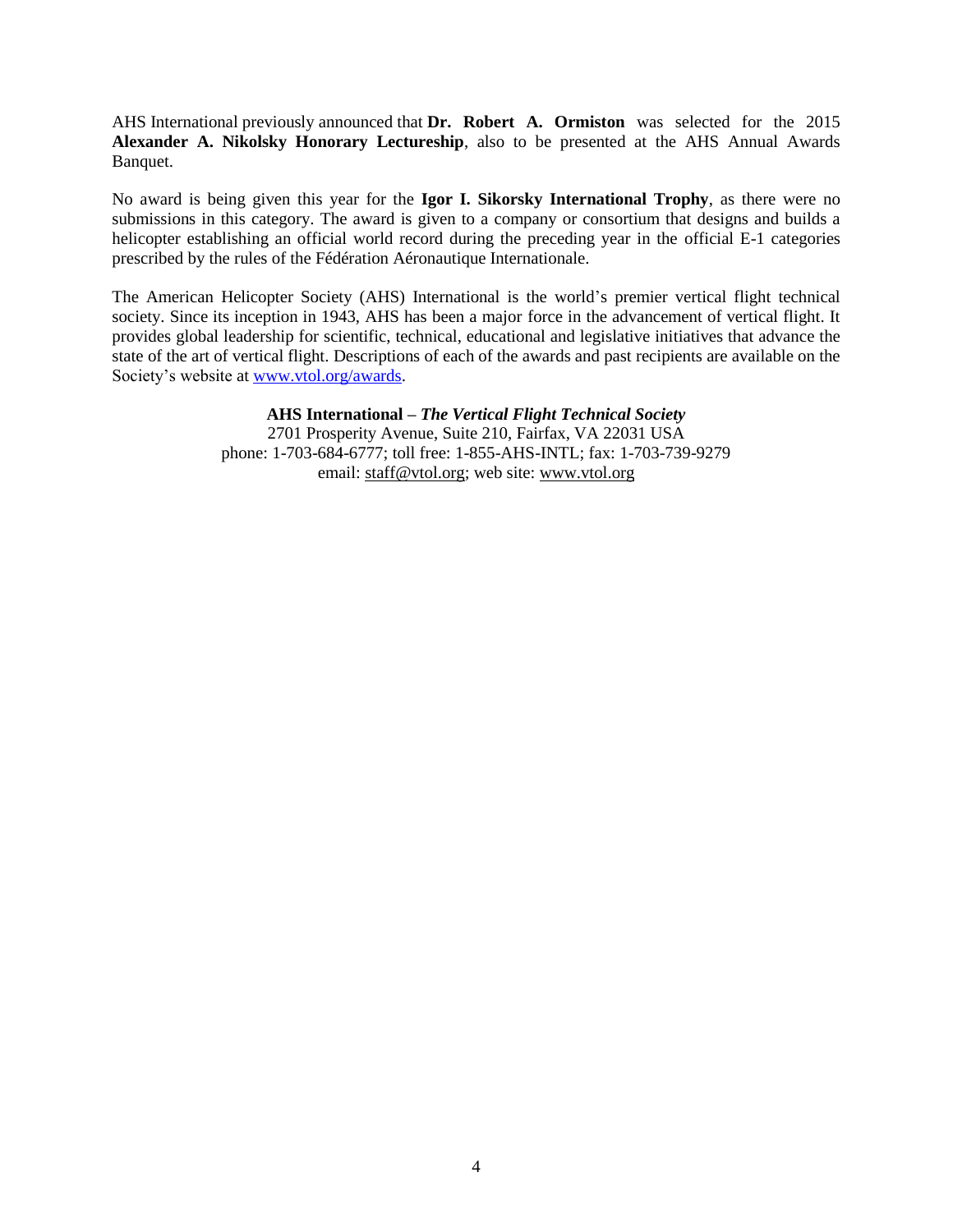AHS International previously announced that **Dr. Robert A. Ormiston** was selected for the 2015 **Alexander A. Nikolsky Honorary Lectureship**, also to be presented at the AHS Annual Awards Banquet.

No award is being given this year for the **Igor I. Sikorsky International Trophy**, as there were no submissions in this category. The award is given to a company or consortium that designs and builds a helicopter establishing an official world record during the preceding year in the official E-1 categories prescribed by the rules of the Fédération Aéronautique Internationale.

The American Helicopter Society (AHS) International is the world's premier vertical flight technical society. Since its inception in 1943, AHS has been a major force in the advancement of vertical flight. It provides global leadership for scientific, technical, educational and legislative initiatives that advance the state of the art of vertical flight. Descriptions of each of the awards and past recipients are available on the Society's website at www.vtol.org/awards.

**AHS International –** ***The Vertical Flight Technical Society***
2701 Prosperity Avenue, Suite 210, Fairfax, VA 22031 USA
phone: 1-703-684-6777; toll free: 1-855-AHS-INTL; fax: 1-703-739-9279
email: staff@vtol.org; web site: www.vtol.org